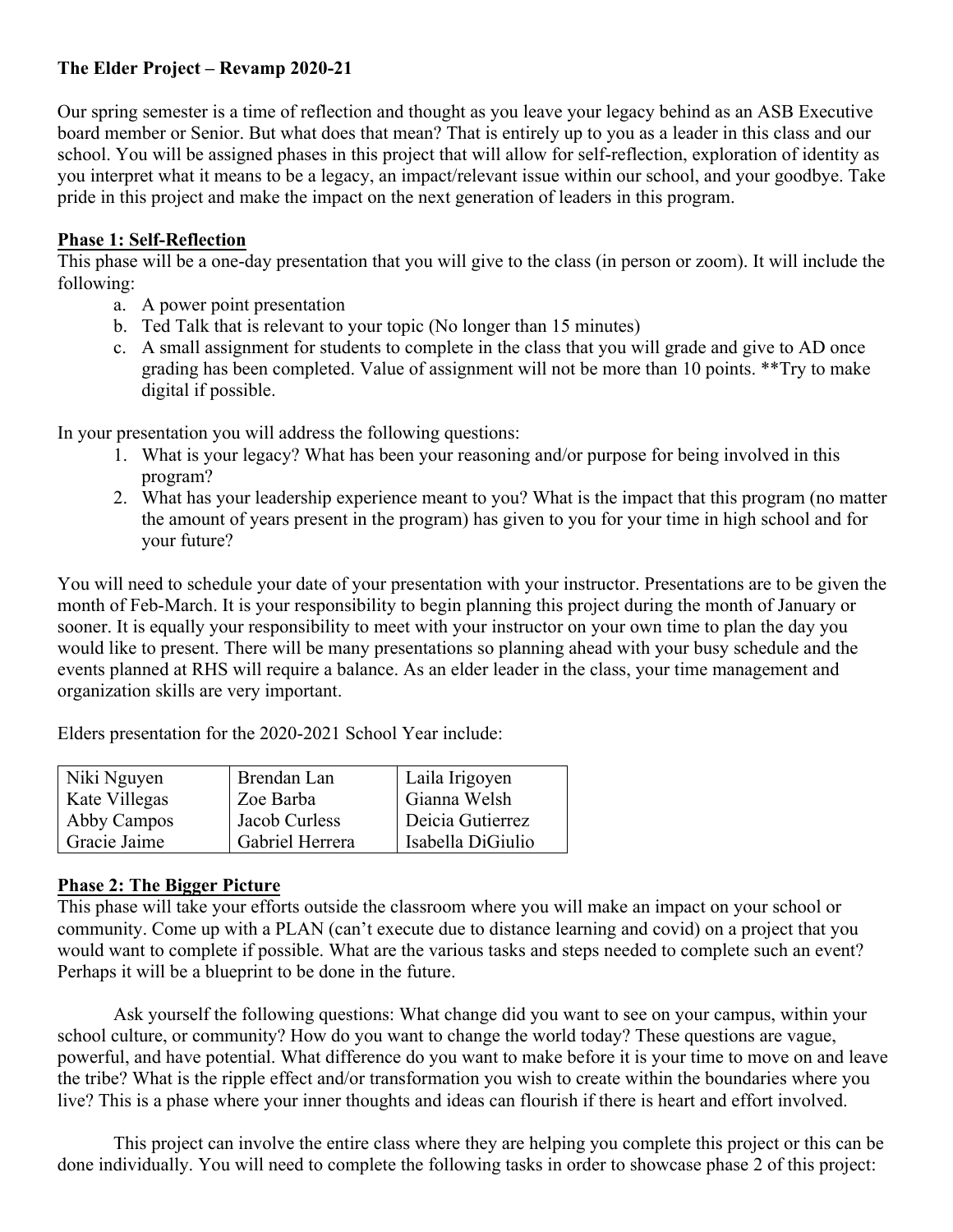**The Elder Project – Revamp 2020-21**

Our spring semester is a time of reflection and thought as you leave your legacy behind as an ASB Executive board member or Senior. But what does that mean? That is entirely up to you as a leader in this class and our school. You will be assigned phases in this project that will allow for self-reflection, exploration of identity as you interpret what it means to be a legacy, an impact/relevant issue within our school, and your goodbye. Take pride in this project and make the impact on the next generation of leaders in this program.

**Phase 1: Self-Reflection**

This phase will be a one-day presentation that you will give to the class (in person or zoom). It will include the following:

a. A power point presentation
b. Ted Talk that is relevant to your topic (No longer than 15 minutes)
c. A small assignment for students to complete in the class that you will grade and give to AD once grading has been completed. Value of assignment will not be more than 10 points. **Try to make digital if possible.

In your presentation you will address the following questions:

1. What is your legacy? What has been your reasoning and/or purpose for being involved in this program?
2. What has your leadership experience meant to you? What is the impact that this program (no matter the amount of years present in the program) has given to you for your time in high school and for your future?

You will need to schedule your date of your presentation with your instructor. Presentations are to be given the month of Feb-March. It is your responsibility to begin planning this project during the month of January or sooner. It is equally your responsibility to meet with your instructor on your own time to plan the day you would like to present. There will be many presentations so planning ahead with your busy schedule and the events planned at RHS will require a balance. As an elder leader in the class, your time management and organization skills are very important.

Elders presentation for the 2020-2021 School Year include:

| | | |
|---|---|---|
| Niki Nguyen | Brendan Lan | Laila Irigoyen |
| Kate Villegas | Zoe Barba | Gianna Welsh |
| Abby Campos | Jacob Curless | Deicia Gutierrez |
| Gracie Jaime | Gabriel Herrera | Isabella DiGiulio |

**Phase 2: The Bigger Picture**

This phase will take your efforts outside the classroom where you will make an impact on your school or community. Come up with a PLAN (can't execute due to distance learning and covid) on a project that you would want to complete if possible. What are the various tasks and steps needed to complete such an event? Perhaps it will be a blueprint to be done in the future.

Ask yourself the following questions: What change did you want to see on your campus, within your school culture, or community? How do you want to change the world today? These questions are vague, powerful, and have potential. What difference do you want to make before it is your time to move on and leave the tribe? What is the ripple effect and/or transformation you wish to create within the boundaries where you live? This is a phase where your inner thoughts and ideas can flourish if there is heart and effort involved.

This project can involve the entire class where they are helping you complete this project or this can be done individually. You will need to complete the following tasks in order to showcase phase 2 of this project: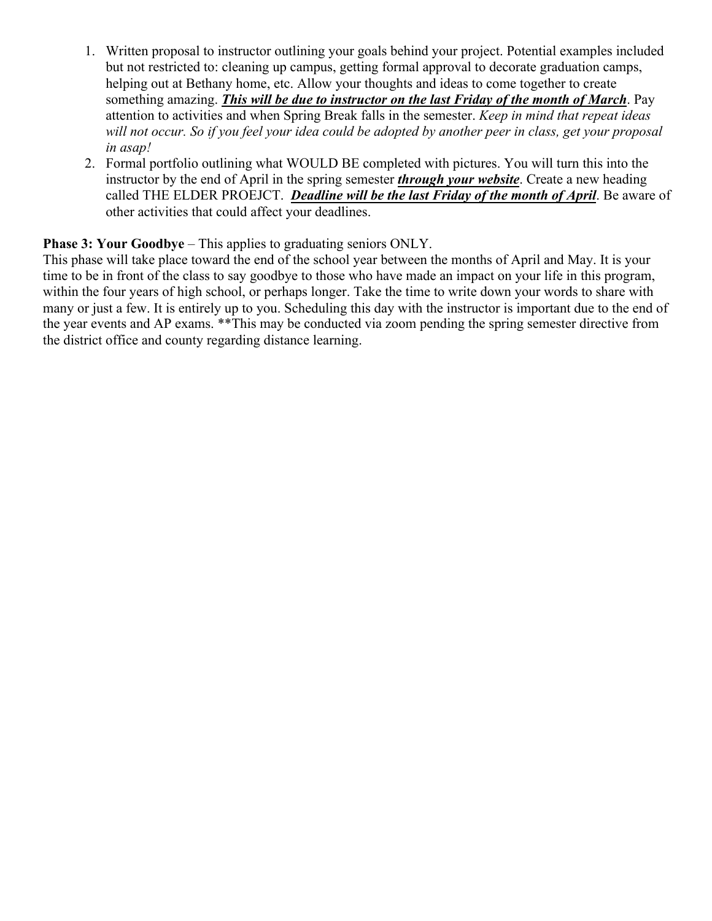1. Written proposal to instructor outlining your goals behind your project. Potential examples included but not restricted to: cleaning up campus, getting formal approval to decorate graduation camps, helping out at Bethany home, etc. Allow your thoughts and ideas to come together to create something amazing. ***<u>This will be due to instructor on the last Friday of the month of March</u>***. Pay attention to activities and when Spring Break falls in the semester. *Keep in mind that repeat ideas will not occur. So if you feel your idea could be adopted by another peer in class, get your proposal in asap!*
2. Formal portfolio outlining what WOULD BE completed with pictures. You will turn this into the instructor by the end of April in the spring semester ***<u>through your website</u>***. Create a new heading called THE ELDER PROEJCT. ***<u>Deadline will be the last Friday of the month of April</u>***. Be aware of other activities that could affect your deadlines.

**Phase 3: Your Goodbye** – This applies to graduating seniors ONLY.
This phase will take place toward the end of the school year between the months of April and May. It is your time to be in front of the class to say goodbye to those who have made an impact on your life in this program, within the four years of high school, or perhaps longer. Take the time to write down your words to share with many or just a few. It is entirely up to you. Scheduling this day with the instructor is important due to the end of the year events and AP exams. **This may be conducted via zoom pending the spring semester directive from the district office and county regarding distance learning.